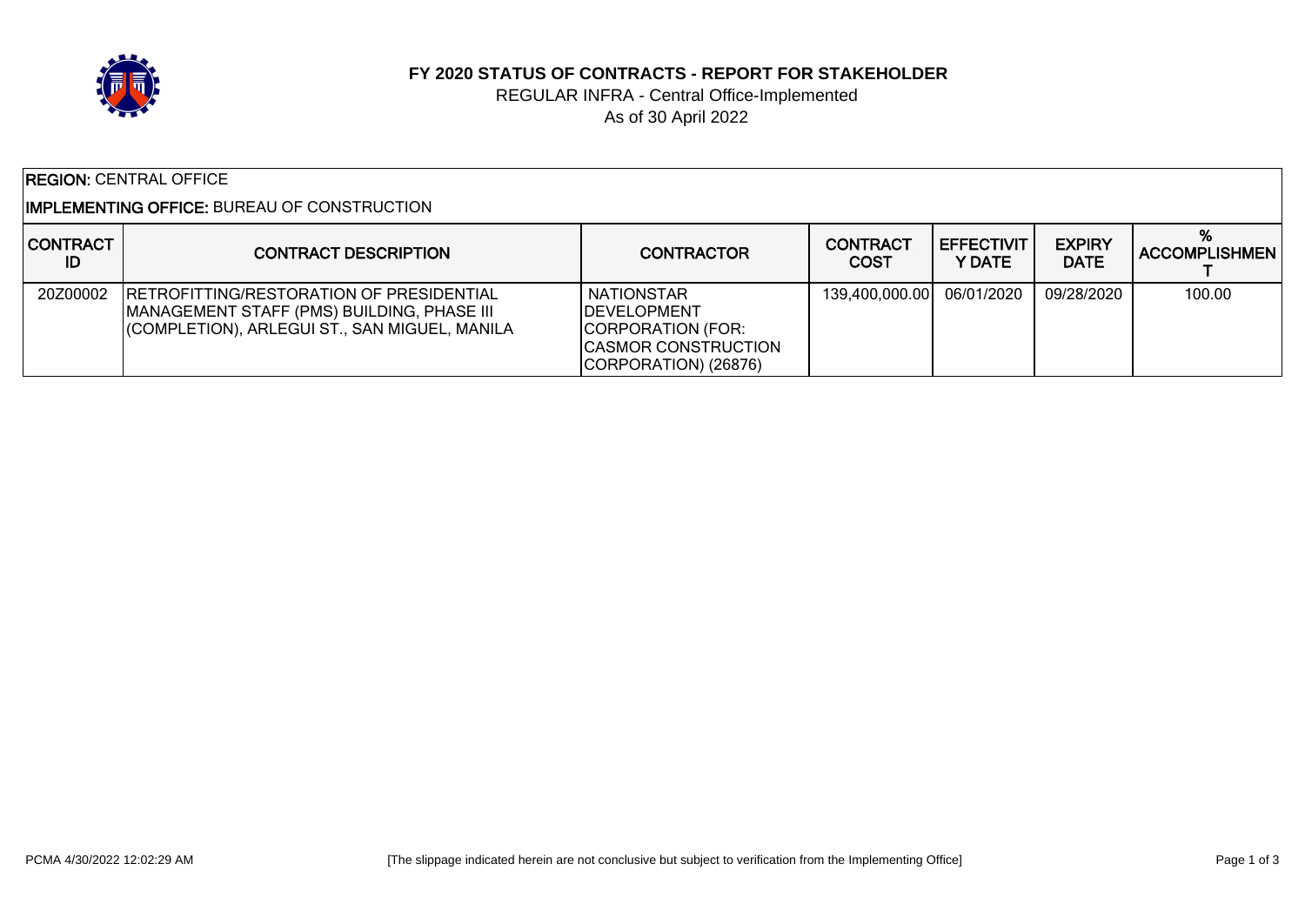# FY 2020 STATUS OF CONTRACTS - REPORT FOR STAKEHOLDER

REGULAR INFRA - Central Office-Implemented

As of 30 April 2022

**REGION:** CENTRAL OFFICE

**IMPLEMENTING OFFICE:** BUREAU OF CONSTRUCTION

| CONTRACT ID | CONTRACT DESCRIPTION | CONTRACTOR | CONTRACT COST | EFFECTIVITY DATE | EXPIRY DATE | % ACCOMPLISHMENT |
|---|---|---|---|---|---|---|
| 20Z00002 | RETROFITTING/RESTORATION OF PRESIDENTIAL MANAGEMENT STAFF (PMS) BUILDING, PHASE III (COMPLETION), ARLEGUI ST., SAN MIGUEL, MANILA | NATIONSTAR DEVELOPMENT CORPORATION (FOR: CASMOR CONSTRUCTION CORPORATION) (26876) | 139,400,000.00 | 06/01/2020 | 09/28/2020 | 100.00 |

PCMA 4/30/2022 12:02:29 AM

[The slippage indicated herein are not conclusive but subject to verification from the Implementing Office]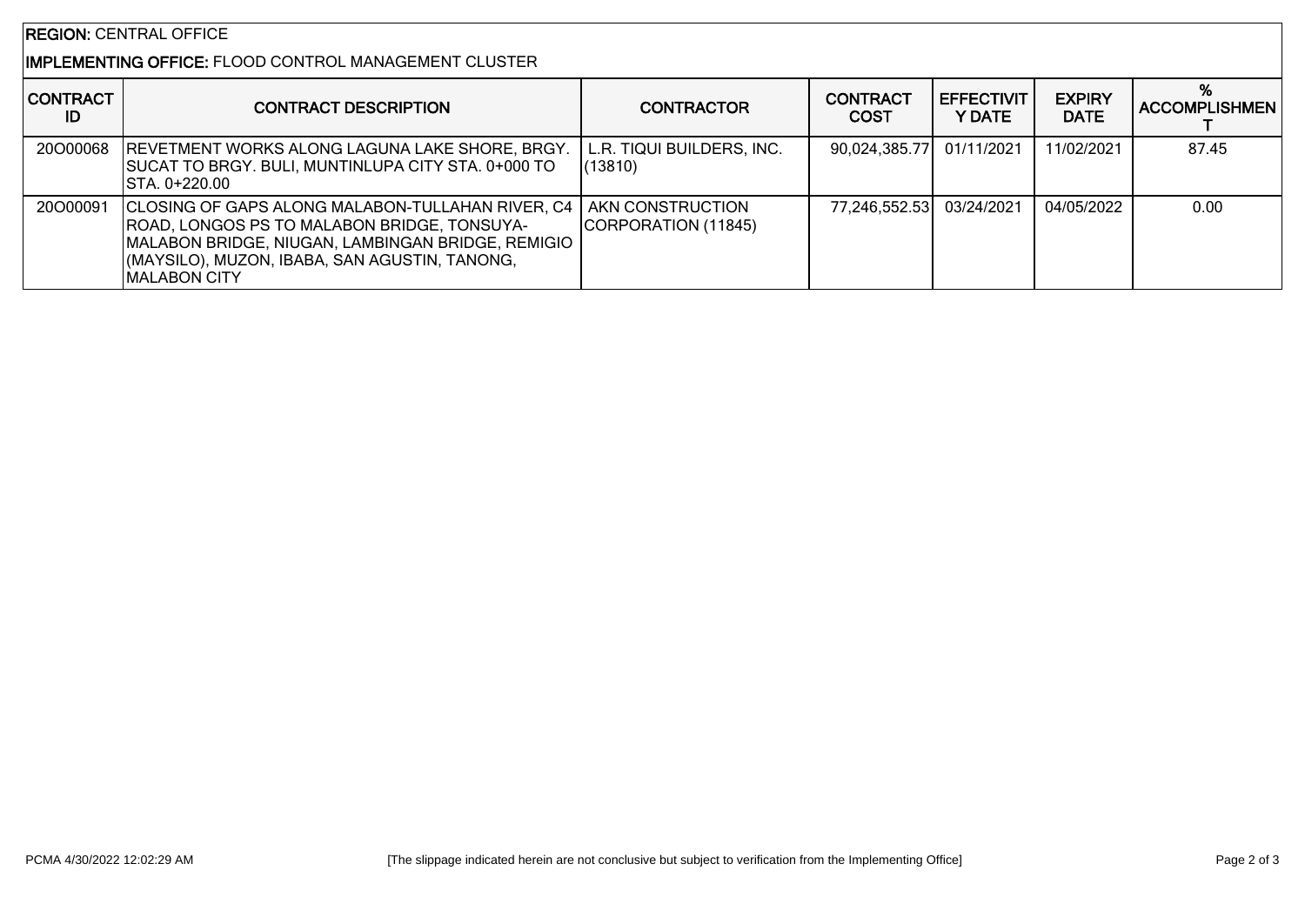**REGION:** CENTRAL OFFICE

**IMPLEMENTING OFFICE:** FLOOD CONTROL MANAGEMENT CLUSTER

| CONTRACT ID | CONTRACT DESCRIPTION | CONTRACTOR | CONTRACT COST | EFFECTIVITY DATE | EXPIRY DATE | % ACCOMPLISHMENT |
|---|---|---|---|---|---|---|
| 20O00068 | REVETMENT WORKS ALONG LAGUNA LAKE SHORE, BRGY. SUCAT TO BRGY. BULI, MUNTINLUPA CITY STA. 0+000 TO STA. 0+220.00 | L.R. TIQUI BUILDERS, INC. (13810) | 90,024,385.77 | 01/11/2021 | 11/02/2021 | 87.45 |
| 20O00091 | CLOSING OF GAPS ALONG MALABON-TULLAHAN RIVER, C4 ROAD, LONGOS PS TO MALABON BRIDGE, TONSUYA-MALABON BRIDGE, NIUGAN, LAMBINGAN BRIDGE, REMIGIO (MAYSILO), MUZON, IBABA, SAN AGUSTIN, TANONG, MALABON CITY | AKN CONSTRUCTION CORPORATION (11845) | 77,246,552.53 | 03/24/2021 | 04/05/2022 | 0.00 |

PCMA 4/30/2022 12:02:29 AM

[The slippage indicated herein are not conclusive but subject to verification from the Implementing Office]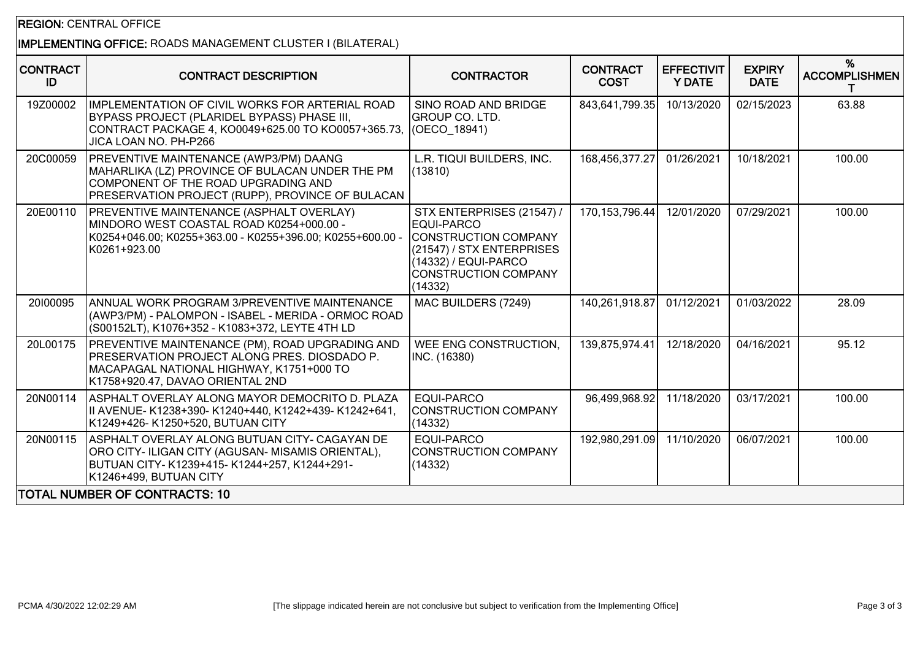**REGION:** CENTRAL OFFICE

**IMPLEMENTING OFFICE:** ROADS MANAGEMENT CLUSTER I (BILATERAL)

| CONTRACT ID | CONTRACT DESCRIPTION | CONTRACTOR | CONTRACT COST | EFFECTIVITY DATE | EXPIRY DATE | % ACCOMPLISHMENT |
|---|---|---|---|---|---|---|
| 19Z00002 | IMPLEMENTATION OF CIVIL WORKS FOR ARTERIAL ROAD BYPASS PROJECT (PLARIDEL BYPASS) PHASE III, CONTRACT PACKAGE 4, KO0049+625.00 TO KO0057+365.73, JICA LOAN NO. PH-P266 | SINO ROAD AND BRIDGE GROUP CO. LTD. (OECO_18941) | 843,641,799.35 | 10/13/2020 | 02/15/2023 | 63.88 |
| 20C00059 | PREVENTIVE MAINTENANCE (AWP3/PM) DAANG MAHARLIKA (LZ) PROVINCE OF BULACAN UNDER THE PM COMPONENT OF THE ROAD UPGRADING AND PRESERVATION PROJECT (RUPP), PROVINCE OF BULACAN | L.R. TIQUI BUILDERS, INC. (13810) | 168,456,377.27 | 01/26/2021 | 10/18/2021 | 100.00 |
| 20E00110 | PREVENTIVE MAINTENANCE (ASPHALT OVERLAY) MINDORO WEST COASTAL ROAD K0254+000.00 - K0254+046.00; K0255+363.00 - K0255+396.00; K0255+600.00 - K0261+923.00 | STX ENTERPRISES (21547) / EQUI-PARCO CONSTRUCTION COMPANY (21547) / STX ENTERPRISES (14332) / EQUI-PARCO CONSTRUCTION COMPANY (14332) | 170,153,796.44 | 12/01/2020 | 07/29/2021 | 100.00 |
| 20I00095 | ANNUAL WORK PROGRAM 3/PREVENTIVE MAINTENANCE (AWP3/PM) - PALOMPON - ISABEL - MERIDA - ORMOC ROAD (S00152LT), K1076+352 - K1083+372, LEYTE 4TH LD | MAC BUILDERS (7249) | 140,261,918.87 | 01/12/2021 | 01/03/2022 | 28.09 |
| 20L00175 | PREVENTIVE MAINTENANCE (PM), ROAD UPGRADING AND PRESERVATION PROJECT ALONG PRES. DIOSDADO P. MACAPAGAL NATIONAL HIGHWAY, K1751+000 TO K1758+920.47, DAVAO ORIENTAL 2ND | WEE ENG CONSTRUCTION, INC. (16380) | 139,875,974.41 | 12/18/2020 | 04/16/2021 | 95.12 |
| 20N00114 | ASPHALT OVERLAY ALONG MAYOR DEMOCRITO D. PLAZA II AVENUE- K1238+390- K1240+440, K1242+439- K1242+641, K1249+426- K1250+520, BUTUAN CITY | EQUI-PARCO CONSTRUCTION COMPANY (14332) | 96,499,968.92 | 11/18/2020 | 03/17/2021 | 100.00 |
| 20N00115 | ASPHALT OVERLAY ALONG BUTUAN CITY- CAGAYAN DE ORO CITY- ILIGAN CITY (AGUSAN- MISAMIS ORIENTAL), BUTUAN CITY- K1239+415- K1244+257, K1244+291- K1246+499, BUTUAN CITY | EQUI-PARCO CONSTRUCTION COMPANY (14332) | 192,980,291.09 | 11/10/2020 | 06/07/2021 | 100.00 |

**TOTAL NUMBER OF CONTRACTS: 10**

PCMA 4/30/2022 12:02:29 AM

[The slippage indicated herein are not conclusive but subject to verification from the Implementing Office]